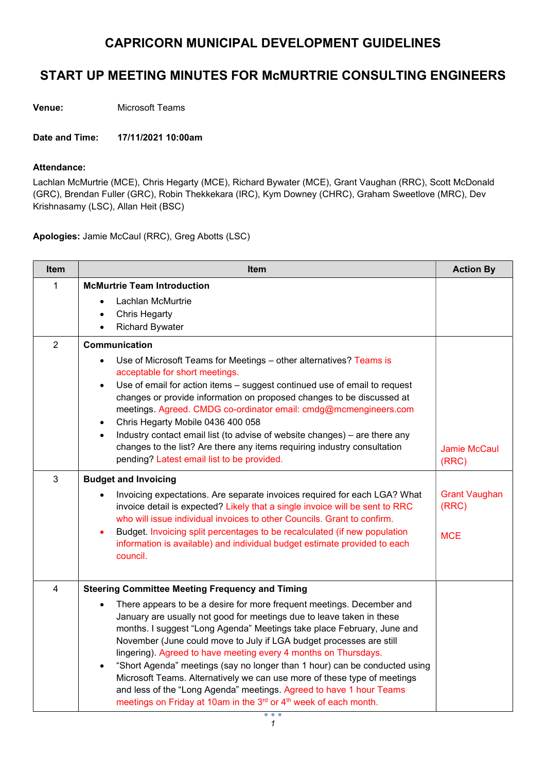# CAPRICORN MUNICIPAL DEVELOPMENT GUIDELINES

## START UP MEETING MINUTES FOR McMURTRIE CONSULTING ENGINEERS

**Venue:** Microsoft Teams

**Date and Time:** **17/11/2021 10:00am**

**Attendance:**

Lachlan McMurtrie (MCE), Chris Hegarty (MCE), Richard Bywater (MCE), Grant Vaughan (RRC), Scott McDonald (GRC), Brendan Fuller (GRC), Robin Thekkekara (IRC), Kym Downey (CHRC), Graham Sweetlove (MRC), Dev Krishnasamy (LSC), Allan Heit (BSC)

**Apologies:** Jamie McCaul (RRC), Greg Abotts (LSC)

| Item | Item | Action By |
|---|---|---|
| 1 | **McMurtrie Team Introduction**<br>• Lachlan McMurtrie<br>• Chris Hegarty<br>• Richard Bywater | |
| 2 | **Communication**<br>• Use of Microsoft Teams for Meetings – other alternatives? Teams is acceptable for short meetings.<br>• Use of email for action items – suggest continued use of email to request changes or provide information on proposed changes to be discussed at meetings. Agreed. CMDG co-ordinator email: cmdg@mcmengineers.com<br>• Chris Hegarty Mobile 0436 400 058<br>• Industry contact email list (to advise of website changes) – are there any changes to the list? Are there any items requiring industry consultation pending? Latest email list to be provided. | Jamie McCaul (RRC) |
| 3 | **Budget and Invoicing**<br>• Invoicing expectations. Are separate invoices required for each LGA? What invoice detail is expected? Likely that a single invoice will be sent to RRC who will issue individual invoices to other Councils. Grant to confirm.<br>• Budget. Invoicing split percentages to be recalculated (if new population information is available) and individual budget estimate provided to each council. | Grant Vaughan (RRC)<br><br>MCE |
| 4 | **Steering Committee Meeting Frequency and Timing**<br>• There appears to be a desire for more frequent meetings. December and January are usually not good for meetings due to leave taken in these months. I suggest "Long Agenda" Meetings take place February, June and November (June could move to July if LGA budget processes are still lingering). Agreed to have meeting every 4 months on Thursdays.<br>• "Short Agenda" meetings (say no longer than 1 hour) can be conducted using Microsoft Teams. Alternatively we can use more of these type of meetings and less of the "Long Agenda" meetings. Agreed to have 1 hour Teams meetings on Friday at 10am in the 3rd or 4th week of each month. | |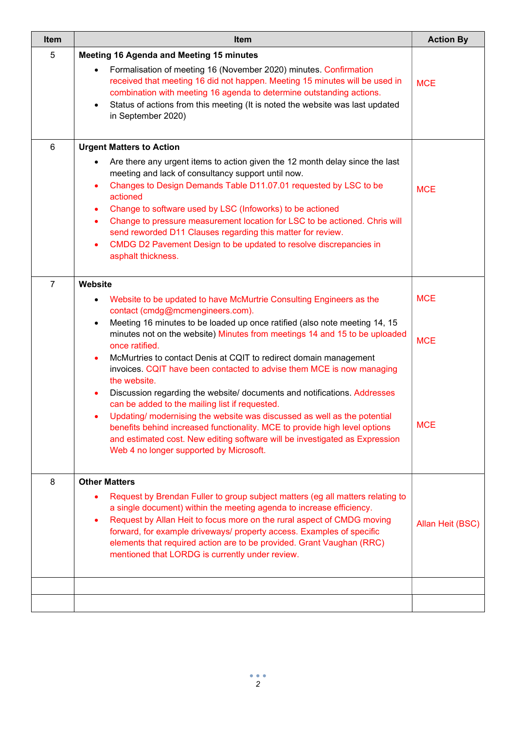| Item | Item | Action By |
|---|---|---|
| 5 | **Meeting 16 Agenda and Meeting 15 minutes**<br>• Formalisation of meeting 16 (November 2020) minutes. Confirmation received that meeting 16 did not happen. Meeting 15 minutes will be used in combination with meeting 16 agenda to determine outstanding actions.<br>• Status of actions from this meeting (It is noted the website was last updated in September 2020) | MCE |
| 6 | **Urgent Matters to Action**<br>• Are there any urgent items to action given the 12 month delay since the last meeting and lack of consultancy support until now.<br>• Changes to Design Demands Table D11.07.01 requested by LSC to be actioned<br>• Change to software used by LSC (Infoworks) to be actioned<br>• Change to pressure measurement location for LSC to be actioned. Chris will send reworded D11 Clauses regarding this matter for review.<br>• CMDG D2 Pavement Design to be updated to resolve discrepancies in asphalt thickness. | MCE |
| 7 | **Website**<br>• Website to be updated to have McMurtrie Consulting Engineers as the contact (cmdg@mcmengineers.com).<br>• Meeting 16 minutes to be loaded up once ratified (also note meeting 14, 15 minutes not on the website) Minutes from meetings 14 and 15 to be uploaded once ratified.<br>• McMurtries to contact Denis at CQIT to redirect domain management invoices. CQIT have been contacted to advise them MCE is now managing the website.<br>• Discussion regarding the website/ documents and notifications. Addresses can be added to the mailing list if requested.<br>• Updating/ modernising the website was discussed as well as the potential benefits behind increased functionality. MCE to provide high level options and estimated cost. New editing software will be investigated as Expression Web 4 no longer supported by Microsoft. | MCE<br><br>MCE<br><br>MCE |
| 8 | **Other Matters**<br>• Request by Brendan Fuller to group subject matters (eg all matters relating to a single document) within the meeting agenda to increase efficiency.<br>• Request by Allan Heit to focus more on the rural aspect of CMDG moving forward, for example driveways/ property access. Examples of specific elements that required action are to be provided. Grant Vaughan (RRC) mentioned that LORDG is currently under review. | Allan Heit (BSC) |
| | | |
| | | |